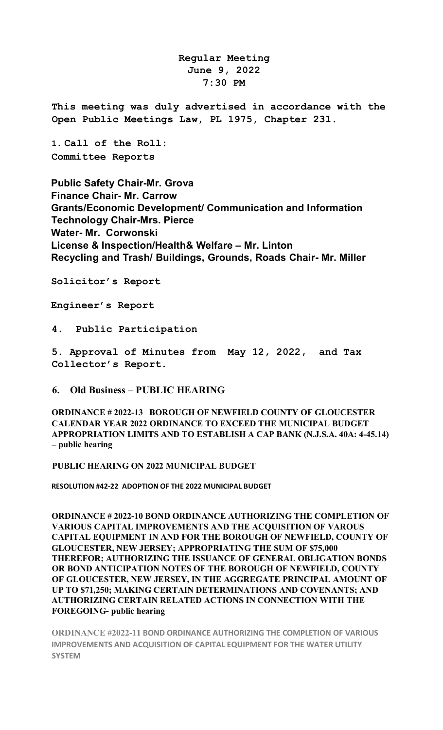**Regular Meeting**
**June 9, 2022**
**7:30 PM**

**This meeting was duly advertised in accordance with the Open Public Meetings Law, PL 1975, Chapter 231.**

**1. Call of the Roll:**
**Committee Reports**

**Public Safety Chair-Mr. Grova**
**Finance Chair- Mr. Carrow**
**Grants/Economic Development/ Communication and Information Technology Chair-Mrs. Pierce**
**Water- Mr. Corwonski**
**License & Inspection/Health& Welfare – Mr. Linton**
**Recycling and Trash/ Buildings, Grounds, Roads Chair- Mr. Miller**

**Solicitor's Report**

**Engineer's Report**

**4. Public Participation**

**5. Approval of Minutes from May 12, 2022, and Tax Collector's Report.**

**6. Old Business – PUBLIC HEARING**

**ORDINANCE # 2022-13 BOROUGH OF NEWFIELD COUNTY OF GLOUCESTER CALENDAR YEAR 2022 ORDINANCE TO EXCEED THE MUNICIPAL BUDGET APPROPRIATION LIMITS AND TO ESTABLISH A CAP BANK (N.J.S.A. 40A: 4-45.14) – public hearing**

**PUBLIC HEARING ON 2022 MUNICIPAL BUDGET**

**RESOLUTION #42-22 ADOPTION OF THE 2022 MUNICIPAL BUDGET**

**ORDINANCE # 2022-10 BOND ORDINANCE AUTHORIZING THE COMPLETION OF VARIOUS CAPITAL IMPROVEMENTS AND THE ACQUISITION OF VAROUS CAPITAL EQUIPMENT IN AND FOR THE BOROUGH OF NEWFIELD, COUNTY OF GLOUCESTER, NEW JERSEY; APPROPRIATING THE SUM OF $75,000 THEREFOR; AUTHORIZING THE ISSUANCE OF GENERAL OBLIGATION BONDS OR BOND ANTICIPATION NOTES OF THE BOROUGH OF NEWFIELD, COUNTY OF GLOUCESTER, NEW JERSEY, IN THE AGGREGATE PRINCIPAL AMOUNT OF UP TO $71,250; MAKING CERTAIN DETERMINATIONS AND COVENANTS; AND AUTHORIZING CERTAIN RELATED ACTIONS IN CONNECTION WITH THE FOREGOING- public hearing**

**ORDINANCE #2022-11 BOND ORDINANCE AUTHORIZING THE COMPLETION OF VARIOUS IMPROVEMENTS AND ACQUISITION OF CAPITAL EQUIPMENT FOR THE WATER UTILITY SYSTEM**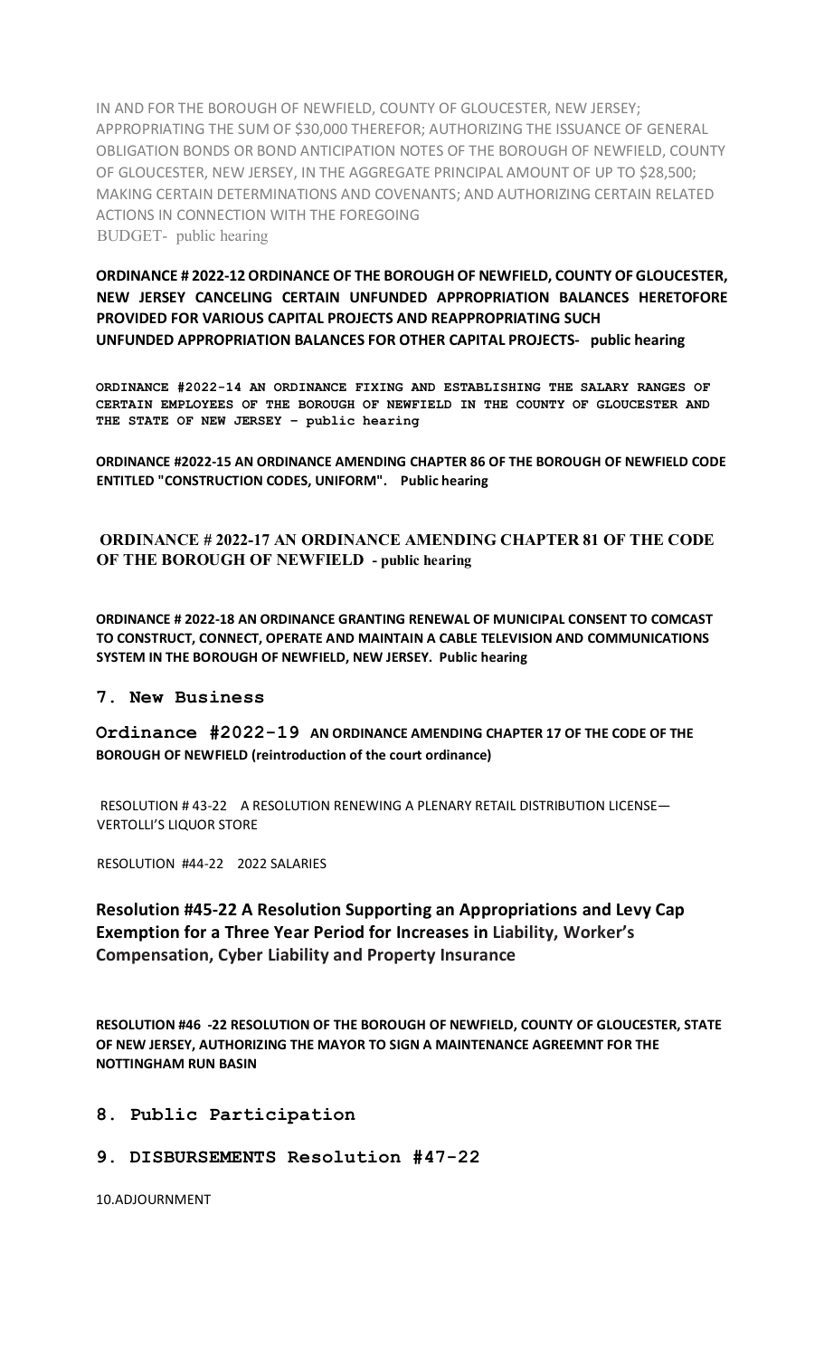IN AND FOR THE BOROUGH OF NEWFIELD, COUNTY OF GLOUCESTER, NEW JERSEY; APPROPRIATING THE SUM OF $30,000 THEREFOR; AUTHORIZING THE ISSUANCE OF GENERAL OBLIGATION BONDS OR BOND ANTICIPATION NOTES OF THE BOROUGH OF NEWFIELD, COUNTY OF GLOUCESTER, NEW JERSEY, IN THE AGGREGATE PRINCIPAL AMOUNT OF UP TO $28,500; MAKING CERTAIN DETERMINATIONS AND COVENANTS; AND AUTHORIZING CERTAIN RELATED ACTIONS IN CONNECTION WITH THE FOREGOING

BUDGET- public hearing

**ORDINANCE # 2022-12 ORDINANCE OF THE BOROUGH OF NEWFIELD, COUNTY OF GLOUCESTER, NEW JERSEY CANCELING CERTAIN UNFUNDED APPROPRIATION BALANCES HERETOFORE PROVIDED FOR VARIOUS CAPITAL PROJECTS AND REAPPROPRIATING SUCH UNFUNDED APPROPRIATION BALANCES FOR OTHER CAPITAL PROJECTS- public hearing**

**ORDINANCE #2022-14 AN ORDINANCE FIXING AND ESTABLISHING THE SALARY RANGES OF CERTAIN EMPLOYEES OF THE BOROUGH OF NEWFIELD IN THE COUNTY OF GLOUCESTER AND THE STATE OF NEW JERSEY – public hearing**

**ORDINANCE #2022-15 AN ORDINANCE AMENDING CHAPTER 86 OF THE BOROUGH OF NEWFIELD CODE ENTITLED "CONSTRUCTION CODES, UNIFORM". Public hearing**

**ORDINANCE # 2022-17 AN ORDINANCE AMENDING CHAPTER 81 OF THE CODE OF THE BOROUGH OF NEWFIELD - public hearing**

**ORDINANCE # 2022-18 AN ORDINANCE GRANTING RENEWAL OF MUNICIPAL CONSENT TO COMCAST TO CONSTRUCT, CONNECT, OPERATE AND MAINTAIN A CABLE TELEVISION AND COMMUNICATIONS SYSTEM IN THE BOROUGH OF NEWFIELD, NEW JERSEY. Public hearing**

## 7. New Business

**Ordinance #2022-19 AN ORDINANCE AMENDING CHAPTER 17 OF THE CODE OF THE BOROUGH OF NEWFIELD (reintroduction of the court ordinance)**

RESOLUTION # 43-22 A RESOLUTION RENEWING A PLENARY RETAIL DISTRIBUTION LICENSE— VERTOLLI'S LIQUOR STORE

RESOLUTION #44-22 2022 SALARIES

**Resolution #45-22 A Resolution Supporting an Appropriations and Levy Cap Exemption for a Three Year Period for Increases in Liability, Worker's Compensation, Cyber Liability and Property Insurance**

**RESOLUTION #46 -22 RESOLUTION OF THE BOROUGH OF NEWFIELD, COUNTY OF GLOUCESTER, STATE OF NEW JERSEY, AUTHORIZING THE MAYOR TO SIGN A MAINTENANCE AGREEMNT FOR THE NOTTINGHAM RUN BASIN**

## 8. Public Participation

## 9. DISBURSEMENTS Resolution #47-22

10.ADJOURNMENT